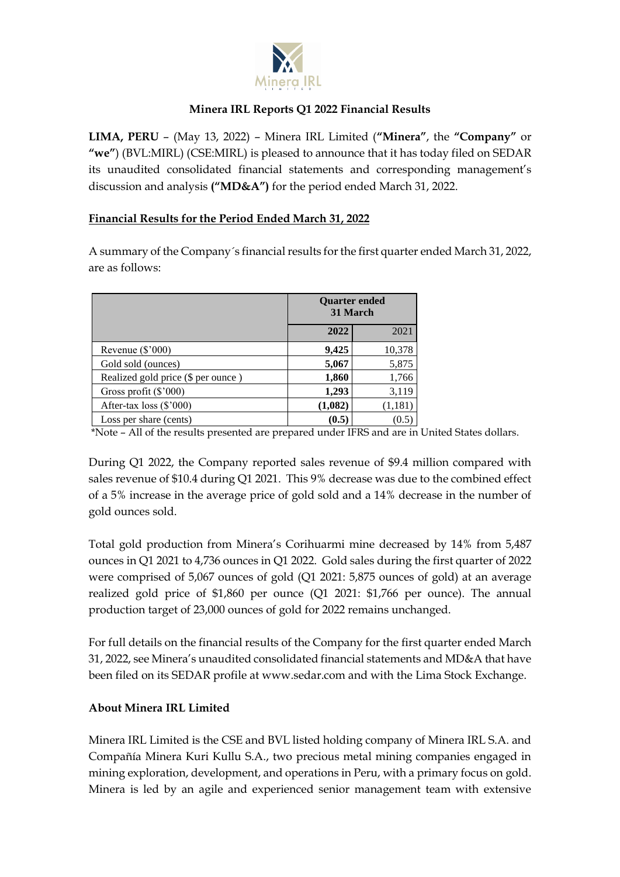# Minera IRL Reports Q1 2022 Financial Results

**LIMA, PERU** – (May 13, 2022) – Minera IRL Limited (**"Minera"**, the **"Company"** or **"we"**) (BVL:MIRL) (CSE:MIRL) is pleased to announce that it has today filed on SEDAR its unaudited consolidated financial statements and corresponding management's discussion and analysis **("MD&A")** for the period ended March 31, 2022.

## Financial Results for the Period Ended March 31, 2022

A summary of the Company´s financial results for the first quarter ended March 31, 2022, are as follows:

| | **Quarter ended 31 March** | |
|---|---|---|
| | **2022** | 2021 |
| Revenue ($'000) | **9,425** | 10,378 |
| Gold sold (ounces) | **5,067** | 5,875 |
| Realized gold price ($ per ounce ) | **1,860** | 1,766 |
| Gross profit ($'000) | **1,293** | 3,119 |
| After-tax loss ($'000) | **(1,082)** | (1,181) |
| Loss per share (cents) | **(0.5)** | (0.5) |

*Note – All of the results presented are prepared under IFRS and are in United States dollars.

During Q1 2022, the Company reported sales revenue of $9.4 million compared with sales revenue of $10.4 during Q1 2021. This 9% decrease was due to the combined effect of a 5% increase in the average price of gold sold and a 14% decrease in the number of gold ounces sold.

Total gold production from Minera's Corihuarmi mine decreased by 14% from 5,487 ounces in Q1 2021 to 4,736 ounces in Q1 2022. Gold sales during the first quarter of 2022 were comprised of 5,067 ounces of gold (Q1 2021: 5,875 ounces of gold) at an average realized gold price of $1,860 per ounce (Q1 2021: $1,766 per ounce). The annual production target of 23,000 ounces of gold for 2022 remains unchanged.

For full details on the financial results of the Company for the first quarter ended March 31, 2022, see Minera's unaudited consolidated financial statements and MD&A that have been filed on its SEDAR profile at www.sedar.com and with the Lima Stock Exchange.

### About Minera IRL Limited

Minera IRL Limited is the CSE and BVL listed holding company of Minera IRL S.A. and Compañía Minera Kuri Kullu S.A., two precious metal mining companies engaged in mining exploration, development, and operations in Peru, with a primary focus on gold. Minera is led by an agile and experienced senior management team with extensive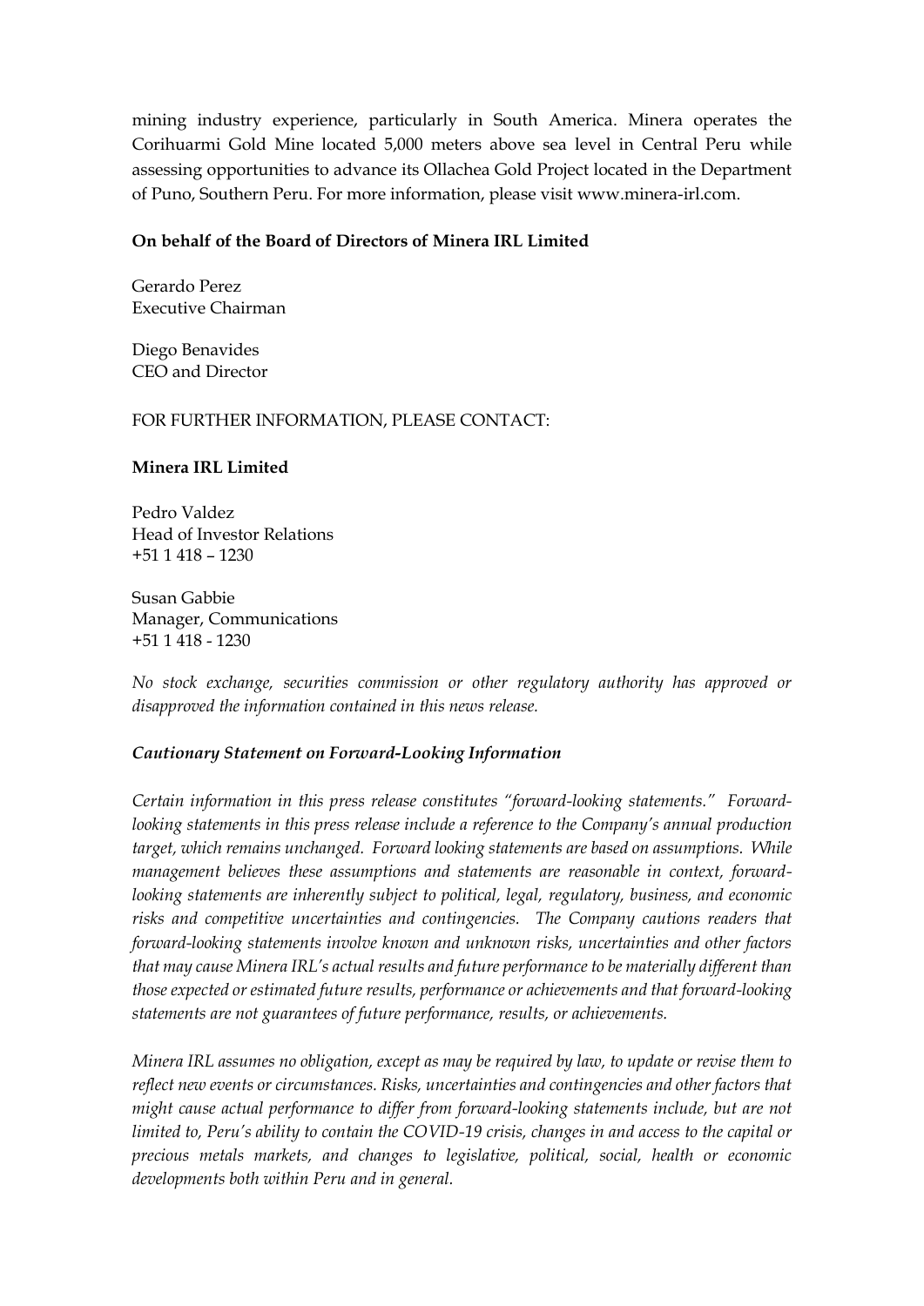mining industry experience, particularly in South America. Minera operates the Corihuarmi Gold Mine located 5,000 meters above sea level in Central Peru while assessing opportunities to advance its Ollachea Gold Project located in the Department of Puno, Southern Peru. For more information, please visit www.minera-irl.com.

**On behalf of the Board of Directors of Minera IRL Limited**

Gerardo Perez
Executive Chairman

Diego Benavides
CEO and Director

FOR FURTHER INFORMATION, PLEASE CONTACT:

**Minera IRL Limited**

Pedro Valdez
Head of Investor Relations
+51 1 418 – 1230

Susan Gabbie
Manager, Communications
+51 1 418 - 1230

*No stock exchange, securities commission or other regulatory authority has approved or disapproved the information contained in this news release.*

***Cautionary Statement on Forward-Looking Information***

*Certain information in this press release constitutes "forward-looking statements." Forward-looking statements in this press release include a reference to the Company's annual production target, which remains unchanged. Forward looking statements are based on assumptions. While management believes these assumptions and statements are reasonable in context, forward-looking statements are inherently subject to political, legal, regulatory, business, and economic risks and competitive uncertainties and contingencies. The Company cautions readers that forward-looking statements involve known and unknown risks, uncertainties and other factors that may cause Minera IRL's actual results and future performance to be materially different than those expected or estimated future results, performance or achievements and that forward-looking statements are not guarantees of future performance, results, or achievements.*

*Minera IRL assumes no obligation, except as may be required by law, to update or revise them to reflect new events or circumstances. Risks, uncertainties and contingencies and other factors that might cause actual performance to differ from forward-looking statements include, but are not limited to, Peru's ability to contain the COVID-19 crisis, changes in and access to the capital or precious metals markets, and changes to legislative, political, social, health or economic developments both within Peru and in general.*